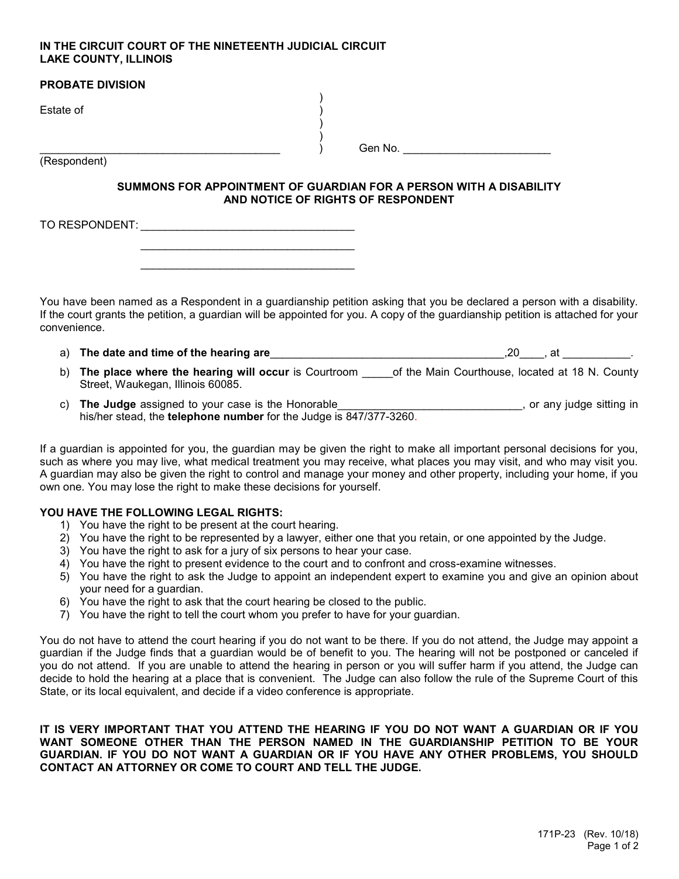**IN THE CIRCUIT COURT OF THE NINETEENTH JUDICIAL CIRCUIT**
**LAKE COUNTY, ILLINOIS**

**PROBATE DIVISION**

Estate of

_______________________________________ ) Gen No. ________________________

(Respondent)

**SUMMONS FOR APPOINTMENT OF GUARDIAN FOR A PERSON WITH A DISABILITY AND NOTICE OF RIGHTS OF RESPONDENT**

TO RESPONDENT: ___________________________________
___________________________________
___________________________________

You have been named as a Respondent in a guardianship petition asking that you be declared a person with a disability. If the court grants the petition, a guardian will be appointed for you. A copy of the guardianship petition is attached for your convenience.

a) **The date and time of the hearing are**_______________________________________,20____, at ___________.

b) **The place where the hearing will occur** is Courtroom _____of the Main Courthouse, located at 18 N. County Street, Waukegan, Illinois 60085.

c) **The Judge** assigned to your case is the Honorable______________________________, or any judge sitting in his/her stead, the **telephone number** for the Judge is 847/377-3260.

If a guardian is appointed for you, the guardian may be given the right to make all important personal decisions for you, such as where you may live, what medical treatment you may receive, what places you may visit, and who may visit you. A guardian may also be given the right to control and manage your money and other property, including your home, if you own one. You may lose the right to make these decisions for yourself.

**YOU HAVE THE FOLLOWING LEGAL RIGHTS:**

1) You have the right to be present at the court hearing.
2) You have the right to be represented by a lawyer, either one that you retain, or one appointed by the Judge.
3) You have the right to ask for a jury of six persons to hear your case.
4) You have the right to present evidence to the court and to confront and cross-examine witnesses.
5) You have the right to ask the Judge to appoint an independent expert to examine you and give an opinion about your need for a guardian.
6) You have the right to ask that the court hearing be closed to the public.
7) You have the right to tell the court whom you prefer to have for your guardian.

You do not have to attend the court hearing if you do not want to be there. If you do not attend, the Judge may appoint a guardian if the Judge finds that a guardian would be of benefit to you. The hearing will not be postponed or canceled if you do not attend. If you are unable to attend the hearing in person or you will suffer harm if you attend, the Judge can decide to hold the hearing at a place that is convenient. The Judge can also follow the rule of the Supreme Court of this State, or its local equivalent, and decide if a video conference is appropriate.

**IT IS VERY IMPORTANT THAT YOU ATTEND THE HEARING IF YOU DO NOT WANT A GUARDIAN OR IF YOU WANT SOMEONE OTHER THAN THE PERSON NAMED IN THE GUARDIANSHIP PETITION TO BE YOUR GUARDIAN. IF YOU DO NOT WANT A GUARDIAN OR IF YOU HAVE ANY OTHER PROBLEMS, YOU SHOULD CONTACT AN ATTORNEY OR COME TO COURT AND TELL THE JUDGE.**

171P-23 (Rev. 10/18)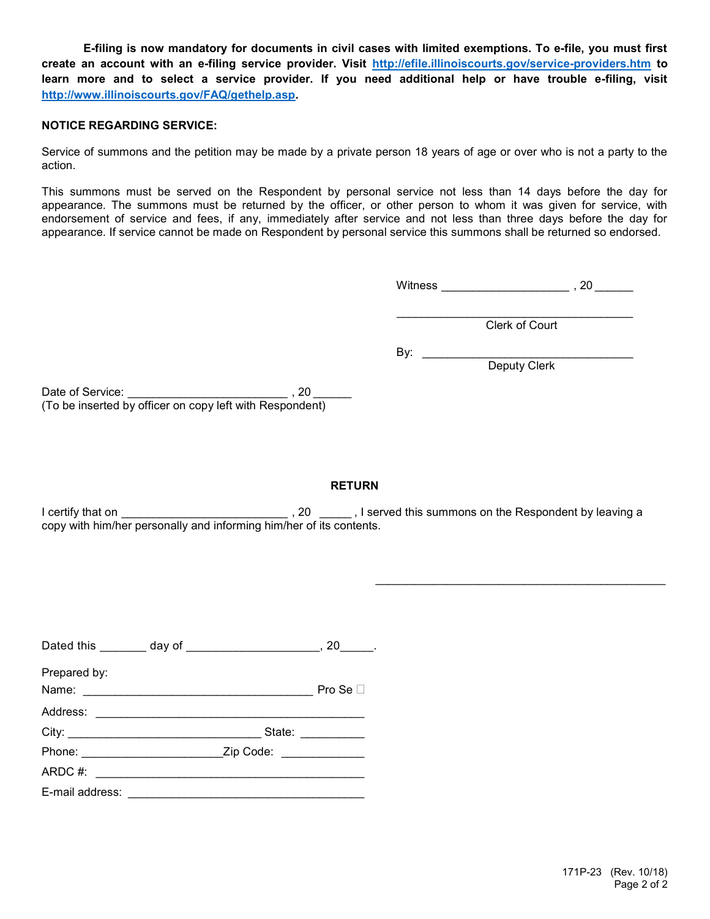**E-filing is now mandatory for documents in civil cases with limited exemptions. To e-file, you must first create an account with an e-filing service provider. Visit http://efile.illinoiscourts.gov/service-providers.htm to learn more and to select a service provider. If you need additional help or have trouble e-filing, visit http://www.illinoiscourts.gov/FAQ/gethelp.asp.**

**NOTICE REGARDING SERVICE:**

Service of summons and the petition may be made by a private person 18 years of age or over who is not a party to the action.

This summons must be served on the Respondent by personal service not less than 14 days before the day for appearance. The summons must be returned by the officer, or other person to whom it was given for service, with endorsement of service and fees, if any, immediately after service and not less than three days before the day for appearance. If service cannot be made on Respondent by personal service this summons shall be returned so endorsed.

Witness ____________________ , 20 ______

_______________________________________
Clerk of Court

By: __________________________________
Deputy Clerk

Date of Service: _________________________ , 20 ______
(To be inserted by officer on copy left with Respondent)

**RETURN**

I certify that on __________________________ , 20 _____ , I served this summons on the Respondent by leaving a copy with him/her personally and informing him/her of its contents.

_______________________________________________

Dated this _______ day of ____________________, 20_____.

Prepared by:
Name: ____________________________________ Pro Se ☐
Address: __________________________________________
City: ______________________________ State: __________
Phone: ______________________Zip Code: ____________
ARDC #: __________________________________________
E-mail address: _____________________________________

171P-23 (Rev. 10/18)